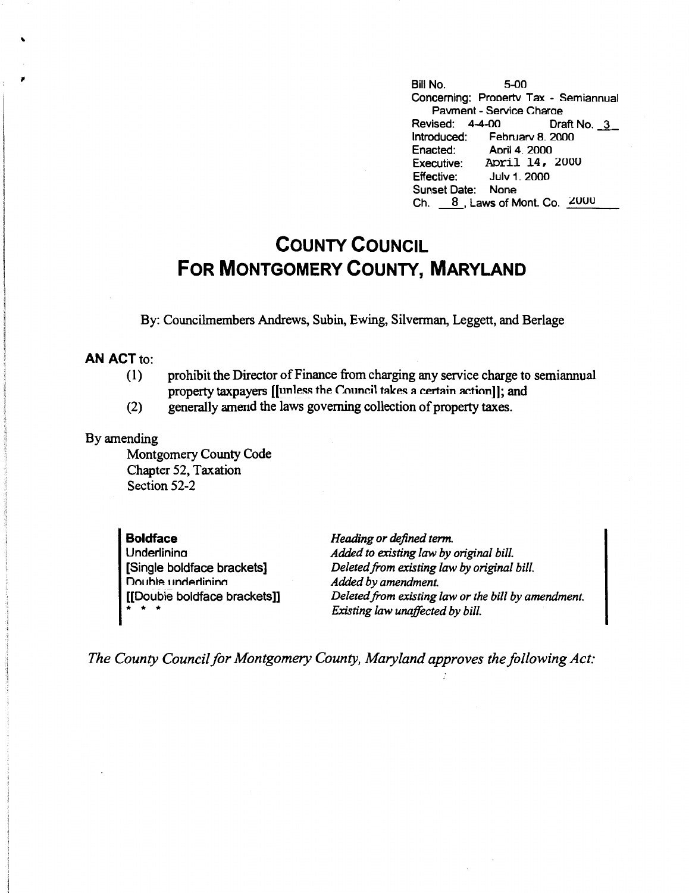Bill No. 5-00
Concerning: Property Tax - Semiannual Payment - Service Charge
Revised: 4-4-00 Draft No. 3
Introduced: February 8, 2000
Enacted: April 4, 2000
Executive: April 14, 2000
Effective: July 1, 2000
Sunset Date: None
Ch. 8, Laws of Mont. Co. 2000

# COUNTY COUNCIL FOR MONTGOMERY COUNTY, MARYLAND

By: Councilmembers Andrews, Subin, Ewing, Silverman, Leggett, and Berlage

**AN ACT** to:

(1) prohibit the Director of Finance from charging any service charge to semiannual property taxpayers [[unless the Council takes a certain action]]; and

(2) generally amend the laws governing collection of property taxes.

By amending

Montgomery County Code
Chapter 52, Taxation
Section 52-2

| | |
|---|---|
| **Boldface** | *Heading or defined term.* |
| Underlining | *Added to existing law by original bill.* |
| [Single boldface brackets] | *Deleted from existing law by original bill.* |
| Double underlining | *Added by amendment.* |
| [[Double boldface brackets]] | *Deleted from existing law or the bill by amendment.* |
| * * * | *Existing law unaffected by bill.* |

*The County Council for Montgomery County, Maryland approves the following Act:*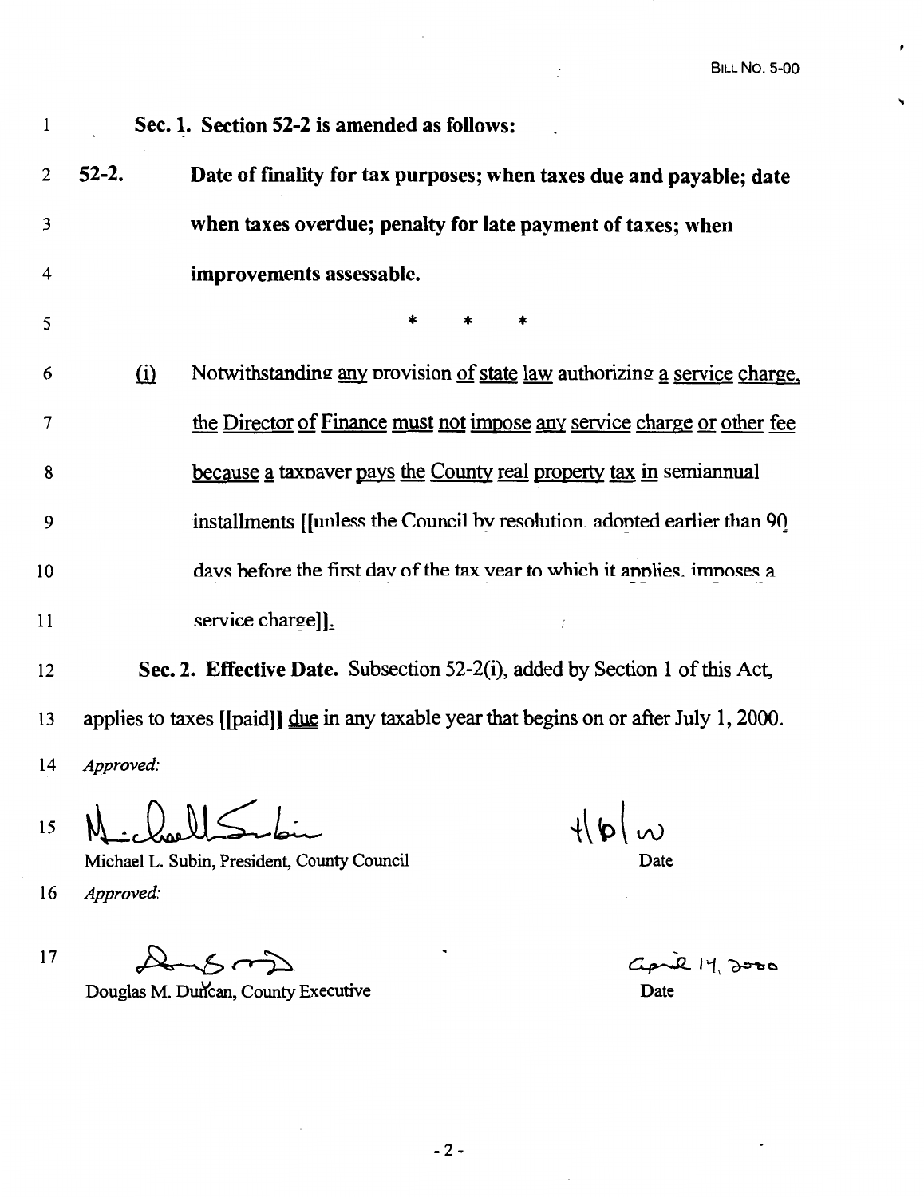Sec. 1. **Section 52-2 is amended as follows:**

**52-2. Date of finality for tax purposes; when taxes due and payable; date when taxes overdue; penalty for late payment of taxes; when improvements assessable.**

\* \* \*

(i) Notwithstanding any provision of state law authorizing a service charge, the Director of Finance must not impose any service charge or other fee because a taxpayer pays the County real property tax in semiannual installments [[unless the Council by resolution, adopted earlier than 90 days before the first day of the tax year to which it applies, imposes a service charge]].

**Sec. 2. Effective Date.** Subsection 52-2(i), added by Section 1 of this Act, applies to taxes [[paid]] due in any taxable year that begins on or after July 1, 2000.

*Approved:*

Michael L. Subin, President, County Council — Date: 4/6/00

*Approved:*

Douglas M. Duncan, County Executive — Date: April 14, 2000